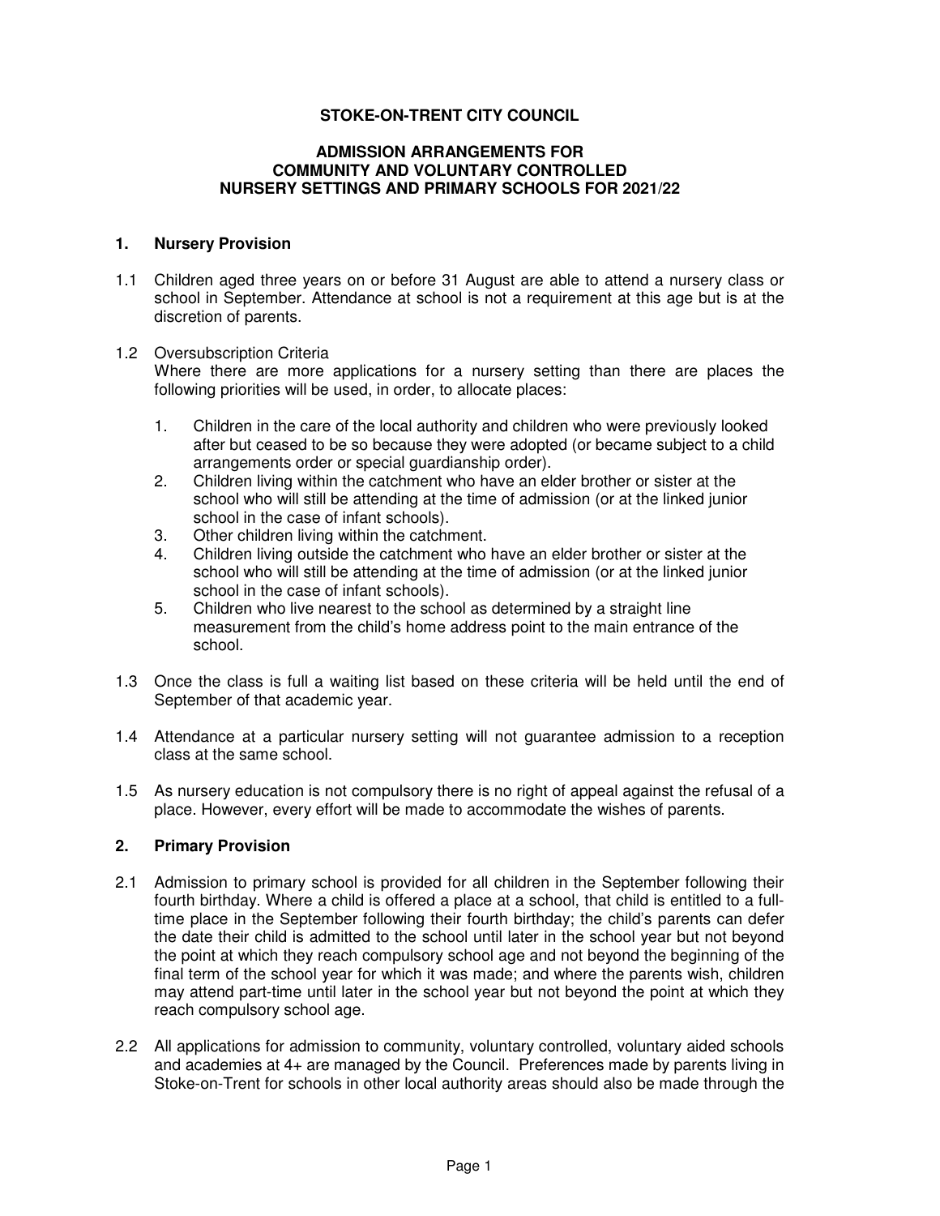# STOKE-ON-TRENT CITY COUNCIL

## ADMISSION ARRANGEMENTS FOR COMMUNITY AND VOLUNTARY CONTROLLED NURSERY SETTINGS AND PRIMARY SCHOOLS FOR 2021/22

### 1. Nursery Provision

1.1 Children aged three years on or before 31 August are able to attend a nursery class or school in September. Attendance at school is not a requirement at this age but is at the discretion of parents.

1.2 Oversubscription Criteria
Where there are more applications for a nursery setting than there are places the following priorities will be used, in order, to allocate places:

1. Children in the care of the local authority and children who were previously looked after but ceased to be so because they were adopted (or became subject to a child arrangements order or special guardianship order).
2. Children living within the catchment who have an elder brother or sister at the school who will still be attending at the time of admission (or at the linked junior school in the case of infant schools).
3. Other children living within the catchment.
4. Children living outside the catchment who have an elder brother or sister at the school who will still be attending at the time of admission (or at the linked junior school in the case of infant schools).
5. Children who live nearest to the school as determined by a straight line measurement from the child's home address point to the main entrance of the school.

1.3 Once the class is full a waiting list based on these criteria will be held until the end of September of that academic year.

1.4 Attendance at a particular nursery setting will not guarantee admission to a reception class at the same school.

1.5 As nursery education is not compulsory there is no right of appeal against the refusal of a place. However, every effort will be made to accommodate the wishes of parents.

### 2. Primary Provision

2.1 Admission to primary school is provided for all children in the September following their fourth birthday. Where a child is offered a place at a school, that child is entitled to a full-time place in the September following their fourth birthday; the child's parents can defer the date their child is admitted to the school until later in the school year but not beyond the point at which they reach compulsory school age and not beyond the beginning of the final term of the school year for which it was made; and where the parents wish, children may attend part-time until later in the school year but not beyond the point at which they reach compulsory school age.

2.2 All applications for admission to community, voluntary controlled, voluntary aided schools and academies at 4+ are managed by the Council. Preferences made by parents living in Stoke-on-Trent for schools in other local authority areas should also be made through the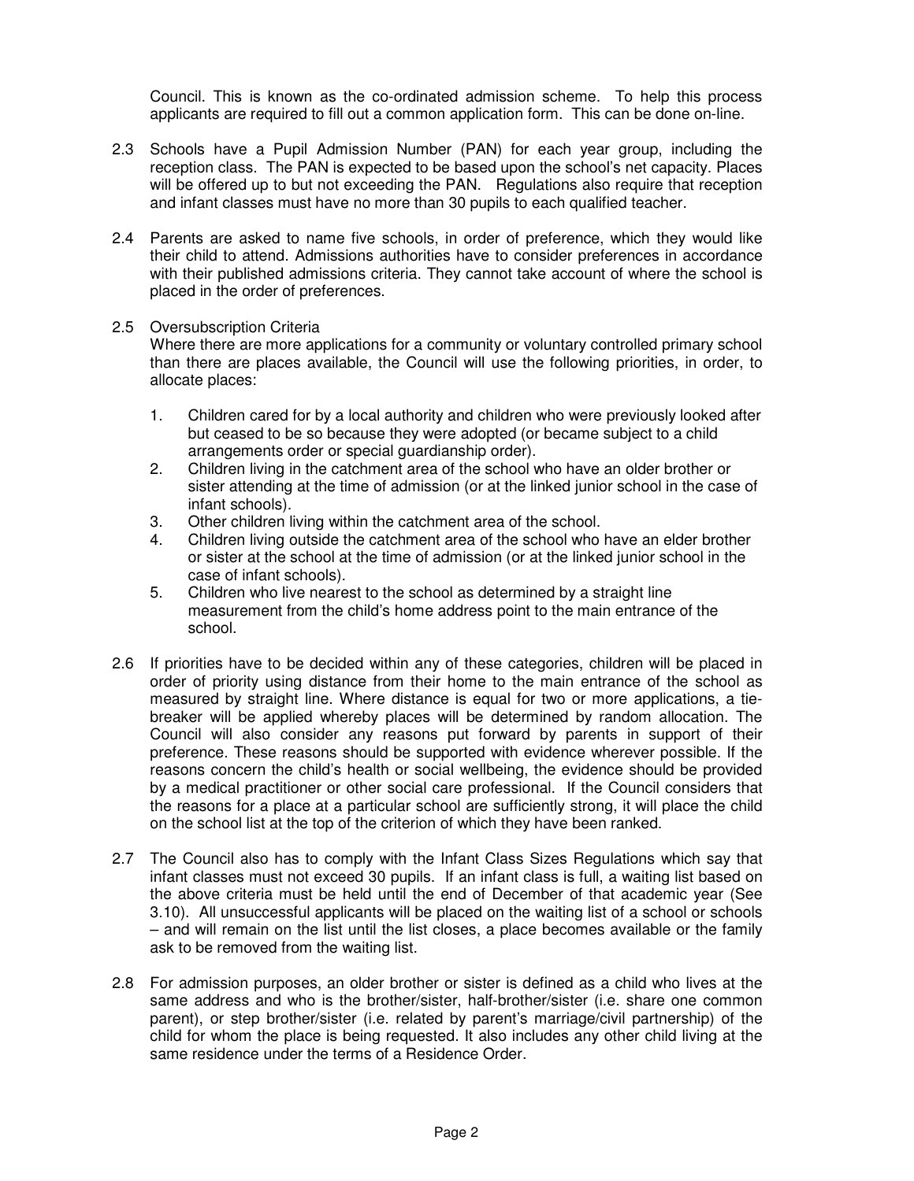Council. This is known as the co-ordinated admission scheme. To help this process applicants are required to fill out a common application form. This can be done on-line.

2.3 Schools have a Pupil Admission Number (PAN) for each year group, including the reception class. The PAN is expected to be based upon the school's net capacity. Places will be offered up to but not exceeding the PAN. Regulations also require that reception and infant classes must have no more than 30 pupils to each qualified teacher.

2.4 Parents are asked to name five schools, in order of preference, which they would like their child to attend. Admissions authorities have to consider preferences in accordance with their published admissions criteria. They cannot take account of where the school is placed in the order of preferences.

2.5 Oversubscription Criteria

Where there are more applications for a community or voluntary controlled primary school than there are places available, the Council will use the following priorities, in order, to allocate places:

1. Children cared for by a local authority and children who were previously looked after but ceased to be so because they were adopted (or became subject to a child arrangements order or special guardianship order).
2. Children living in the catchment area of the school who have an older brother or sister attending at the time of admission (or at the linked junior school in the case of infant schools).
3. Other children living within the catchment area of the school.
4. Children living outside the catchment area of the school who have an elder brother or sister at the school at the time of admission (or at the linked junior school in the case of infant schools).
5. Children who live nearest to the school as determined by a straight line measurement from the child's home address point to the main entrance of the school.

2.6 If priorities have to be decided within any of these categories, children will be placed in order of priority using distance from their home to the main entrance of the school as measured by straight line. Where distance is equal for two or more applications, a tie-breaker will be applied whereby places will be determined by random allocation. The Council will also consider any reasons put forward by parents in support of their preference. These reasons should be supported with evidence wherever possible. If the reasons concern the child's health or social wellbeing, the evidence should be provided by a medical practitioner or other social care professional. If the Council considers that the reasons for a place at a particular school are sufficiently strong, it will place the child on the school list at the top of the criterion of which they have been ranked.

2.7 The Council also has to comply with the Infant Class Sizes Regulations which say that infant classes must not exceed 30 pupils. If an infant class is full, a waiting list based on the above criteria must be held until the end of December of that academic year (See 3.10). All unsuccessful applicants will be placed on the waiting list of a school or schools – and will remain on the list until the list closes, a place becomes available or the family ask to be removed from the waiting list.

2.8 For admission purposes, an older brother or sister is defined as a child who lives at the same address and who is the brother/sister, half-brother/sister (i.e. share one common parent), or step brother/sister (i.e. related by parent's marriage/civil partnership) of the child for whom the place is being requested. It also includes any other child living at the same residence under the terms of a Residence Order.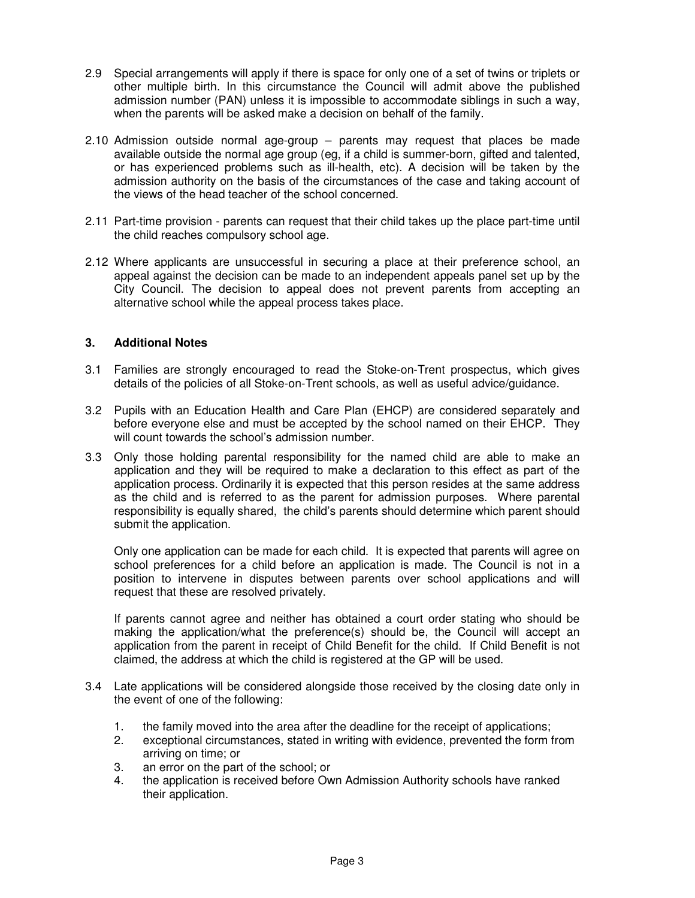2.9 Special arrangements will apply if there is space for only one of a set of twins or triplets or other multiple birth. In this circumstance the Council will admit above the published admission number (PAN) unless it is impossible to accommodate siblings in such a way, when the parents will be asked make a decision on behalf of the family.

2.10 Admission outside normal age-group – parents may request that places be made available outside the normal age group (eg, if a child is summer-born, gifted and talented, or has experienced problems such as ill-health, etc). A decision will be taken by the admission authority on the basis of the circumstances of the case and taking account of the views of the head teacher of the school concerned.

2.11 Part-time provision - parents can request that their child takes up the place part-time until the child reaches compulsory school age.

2.12 Where applicants are unsuccessful in securing a place at their preference school, an appeal against the decision can be made to an independent appeals panel set up by the City Council. The decision to appeal does not prevent parents from accepting an alternative school while the appeal process takes place.

## 3. Additional Notes

3.1 Families are strongly encouraged to read the Stoke-on-Trent prospectus, which gives details of the policies of all Stoke-on-Trent schools, as well as useful advice/guidance.

3.2 Pupils with an Education Health and Care Plan (EHCP) are considered separately and before everyone else and must be accepted by the school named on their EHCP. They will count towards the school's admission number.

3.3 Only those holding parental responsibility for the named child are able to make an application and they will be required to make a declaration to this effect as part of the application process. Ordinarily it is expected that this person resides at the same address as the child and is referred to as the parent for admission purposes. Where parental responsibility is equally shared, the child's parents should determine which parent should submit the application.

Only one application can be made for each child. It is expected that parents will agree on school preferences for a child before an application is made. The Council is not in a position to intervene in disputes between parents over school applications and will request that these are resolved privately.

If parents cannot agree and neither has obtained a court order stating who should be making the application/what the preference(s) should be, the Council will accept an application from the parent in receipt of Child Benefit for the child. If Child Benefit is not claimed, the address at which the child is registered at the GP will be used.

3.4 Late applications will be considered alongside those received by the closing date only in the event of one of the following:

1. the family moved into the area after the deadline for the receipt of applications;
2. exceptional circumstances, stated in writing with evidence, prevented the form from arriving on time; or
3. an error on the part of the school; or
4. the application is received before Own Admission Authority schools have ranked their application.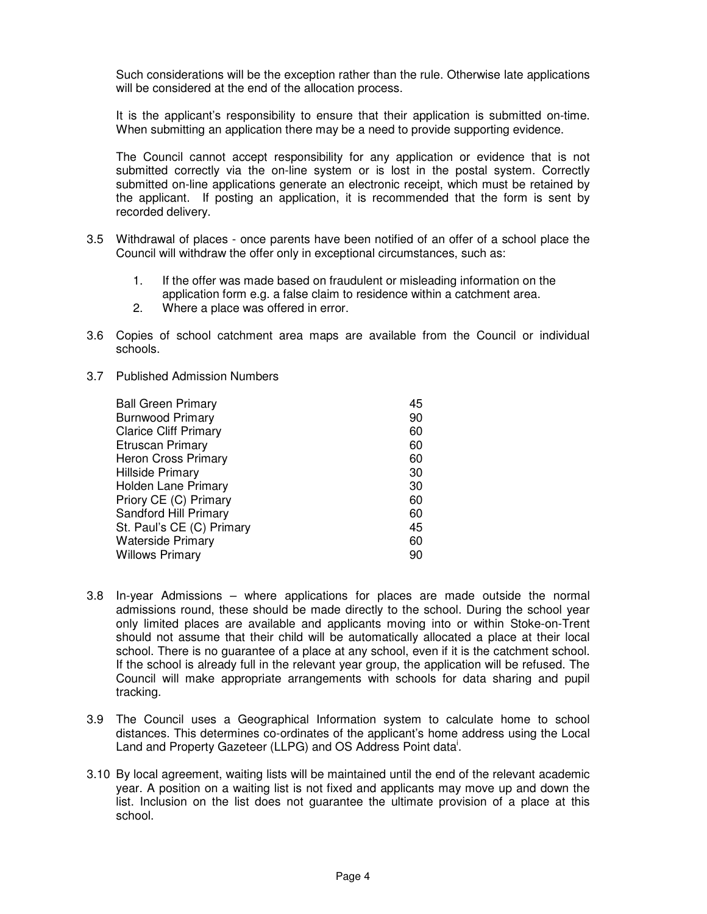Such considerations will be the exception rather than the rule. Otherwise late applications will be considered at the end of the allocation process.

It is the applicant's responsibility to ensure that their application is submitted on-time. When submitting an application there may be a need to provide supporting evidence.

The Council cannot accept responsibility for any application or evidence that is not submitted correctly via the on-line system or is lost in the postal system. Correctly submitted on-line applications generate an electronic receipt, which must be retained by the applicant. If posting an application, it is recommended that the form is sent by recorded delivery.

3.5 Withdrawal of places - once parents have been notified of an offer of a school place the Council will withdraw the offer only in exceptional circumstances, such as:

1. If the offer was made based on fraudulent or misleading information on the application form e.g. a false claim to residence within a catchment area.
2. Where a place was offered in error.

3.6 Copies of school catchment area maps are available from the Council or individual schools.

3.7 Published Admission Numbers

| School | PAN |
|---|---|
| Ball Green Primary | 45 |
| Burnwood Primary | 90 |
| Clarice Cliff Primary | 60 |
| Etruscan Primary | 60 |
| Heron Cross Primary | 60 |
| Hillside Primary | 30 |
| Holden Lane Primary | 30 |
| Priory CE (C) Primary | 60 |
| Sandford Hill Primary | 60 |
| St. Paul's CE (C) Primary | 45 |
| Waterside Primary | 60 |
| Willows Primary | 90 |

3.8 In-year Admissions – where applications for places are made outside the normal admissions round, these should be made directly to the school. During the school year only limited places are available and applicants moving into or within Stoke-on-Trent should not assume that their child will be automatically allocated a place at their local school. There is no guarantee of a place at any school, even if it is the catchment school. If the school is already full in the relevant year group, the application will be refused. The Council will make appropriate arrangements with schools for data sharing and pupil tracking.

3.9 The Council uses a Geographical Information system to calculate home to school distances. This determines co-ordinates of the applicant's home address using the Local Land and Property Gazeteer (LLPG) and OS Address Point data[i].

3.10 By local agreement, waiting lists will be maintained until the end of the relevant academic year. A position on a waiting list is not fixed and applicants may move up and down the list. Inclusion on the list does not guarantee the ultimate provision of a place at this school.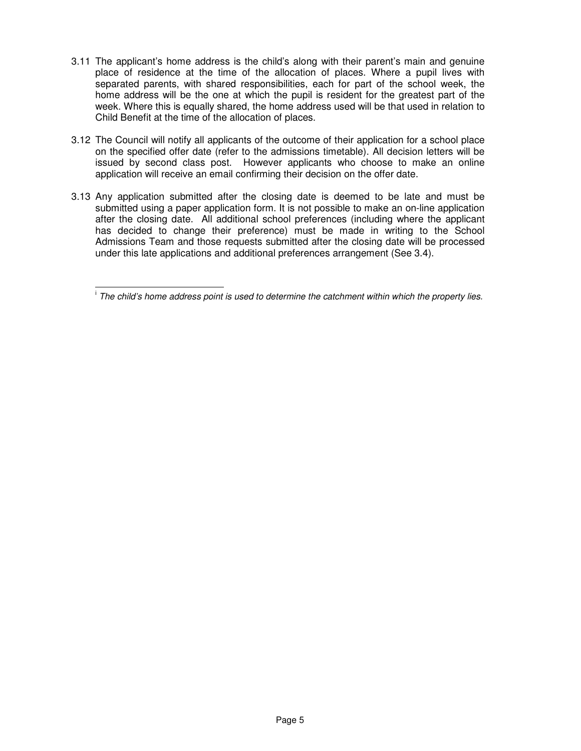3.11 The applicant's home address is the child's along with their parent's main and genuine place of residence at the time of the allocation of places. Where a pupil lives with separated parents, with shared responsibilities, each for part of the school week, the home address will be the one at which the pupil is resident for the greatest part of the week. Where this is equally shared, the home address used will be that used in relation to Child Benefit at the time of the allocation of places.

3.12 The Council will notify all applicants of the outcome of their application for a school place on the specified offer date (refer to the admissions timetable). All decision letters will be issued by second class post. However applicants who choose to make an online application will receive an email confirming their decision on the offer date.

3.13 Any application submitted after the closing date is deemed to be late and must be submitted using a paper application form. It is not possible to make an on-line application after the closing date. All additional school preferences (including where the applicant has decided to change their preference) must be made in writing to the School Admissions Team and those requests submitted after the closing date will be processed under this late applications and additional preferences arrangement (See 3.4).

---

[i] *The child's home address point is used to determine the catchment within which the property lies.*